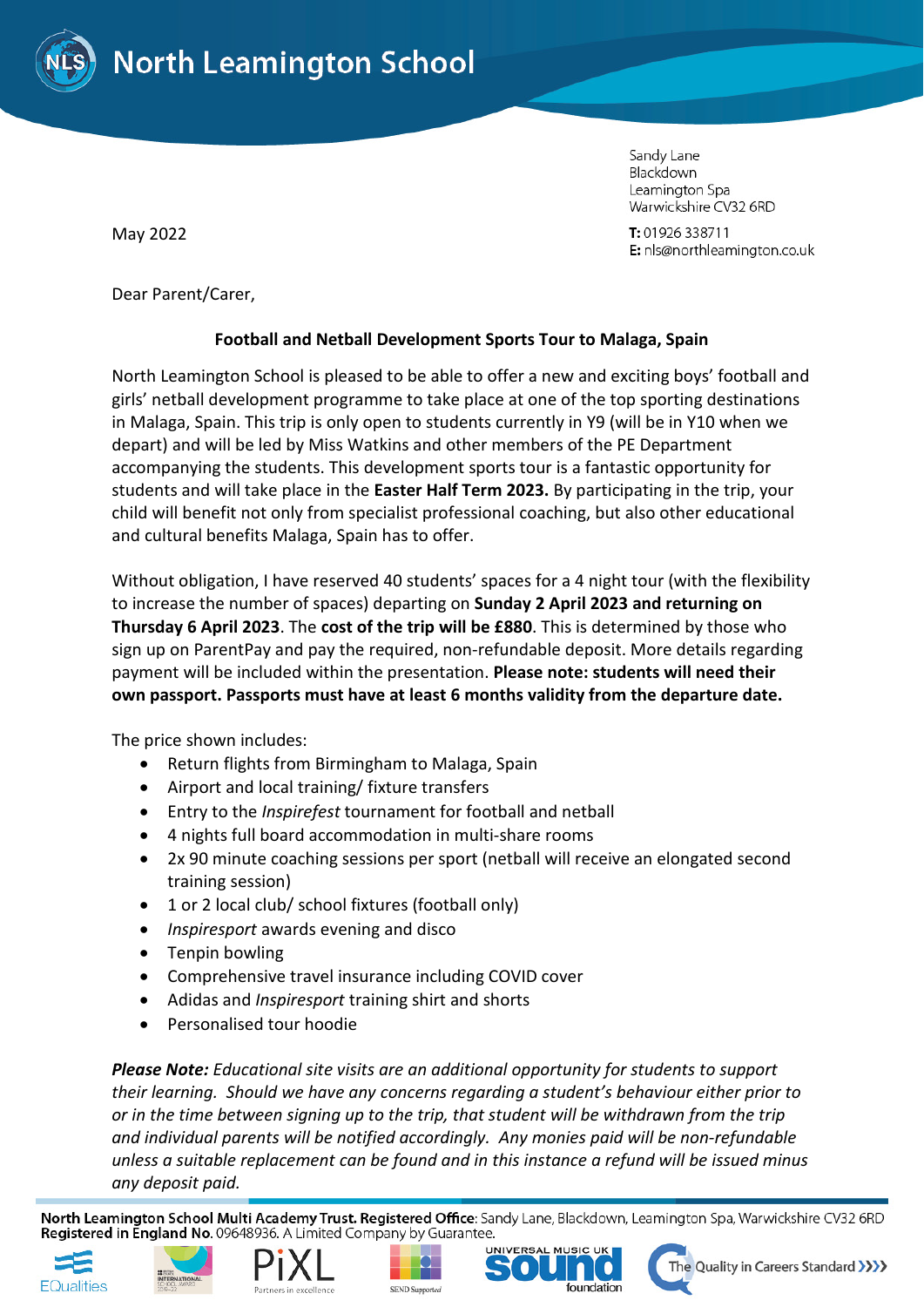# North Leamington School

Sandy Lane
Blackdown
Leamington Spa
Warwickshire CV32 6RD

**T:** 01926 338711
**E:** nls@northleamington.co.uk

May 2022

Dear Parent/Carer,

**Football and Netball Development Sports Tour to Malaga, Spain**

North Leamington School is pleased to be able to offer a new and exciting boys' football and girls' netball development programme to take place at one of the top sporting destinations in Malaga, Spain. This trip is only open to students currently in Y9 (will be in Y10 when we depart) and will be led by Miss Watkins and other members of the PE Department accompanying the students. This development sports tour is a fantastic opportunity for students and will take place in the **Easter Half Term 2023.** By participating in the trip, your child will benefit not only from specialist professional coaching, but also other educational and cultural benefits Malaga, Spain has to offer.

Without obligation, I have reserved 40 students' spaces for a 4 night tour (with the flexibility to increase the number of spaces) departing on **Sunday 2 April 2023 and returning on Thursday 6 April 2023**. The **cost of the trip will be £880**. This is determined by those who sign up on ParentPay and pay the required, non-refundable deposit. More details regarding payment will be included within the presentation. **Please note: students will need their own passport. Passports must have at least 6 months validity from the departure date.**

The price shown includes:

- Return flights from Birmingham to Malaga, Spain
- Airport and local training/ fixture transfers
- Entry to the *Inspirefest* tournament for football and netball
- 4 nights full board accommodation in multi-share rooms
- 2x 90 minute coaching sessions per sport (netball will receive an elongated second training session)
- 1 or 2 local club/ school fixtures (football only)
- *Inspiresport* awards evening and disco
- Tenpin bowling
- Comprehensive travel insurance including COVID cover
- Adidas and *Inspiresport* training shirt and shorts
- Personalised tour hoodie

***Please Note:*** *Educational site visits are an additional opportunity for students to support their learning. Should we have any concerns regarding a student's behaviour either prior to or in the time between signing up to the trip, that student will be withdrawn from the trip and individual parents will be notified accordingly. Any monies paid will be non-refundable unless a suitable replacement can be found and in this instance a refund will be issued minus any deposit paid.*

**North Leamington School Multi Academy Trust. Registered Office**: Sandy Lane, Blackdown, Leamington Spa, Warwickshire CV32 6RD
**Registered in England No.** 09648936. A Limited Company by Guarantee.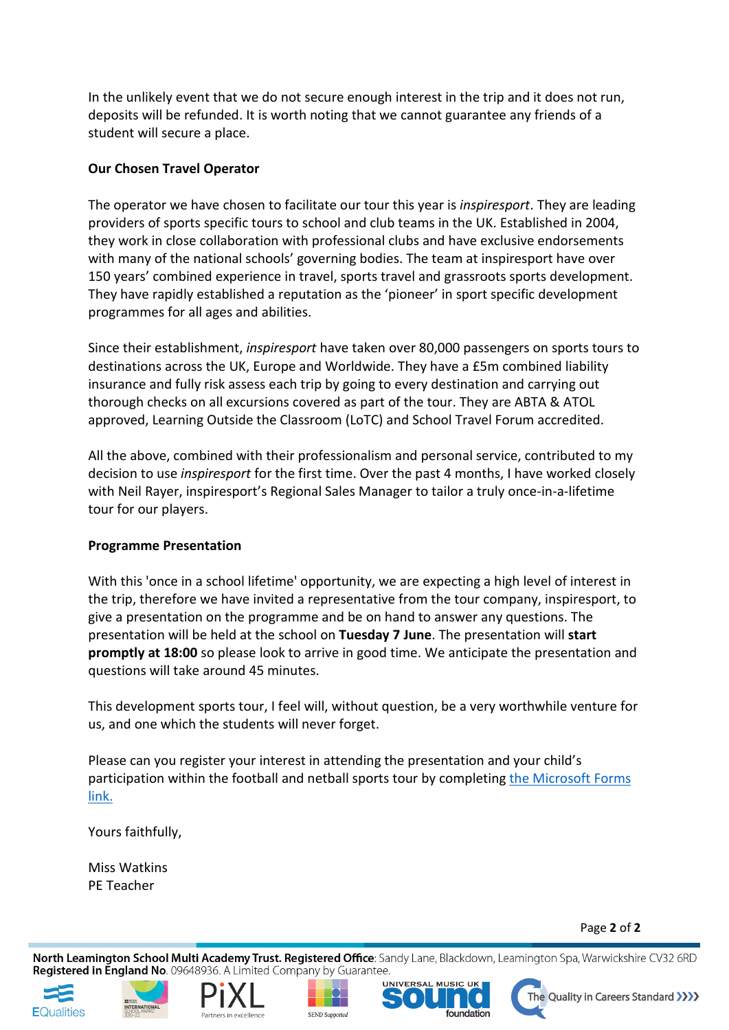In the unlikely event that we do not secure enough interest in the trip and it does not run, deposits will be refunded. It is worth noting that we cannot guarantee any friends of a student will secure a place.

**Our Chosen Travel Operator**

The operator we have chosen to facilitate our tour this year is *inspiresport*. They are leading providers of sports specific tours to school and club teams in the UK. Established in 2004, they work in close collaboration with professional clubs and have exclusive endorsements with many of the national schools' governing bodies. The team at inspiresport have over 150 years' combined experience in travel, sports travel and grassroots sports development. They have rapidly established a reputation as the 'pioneer' in sport specific development programmes for all ages and abilities.

Since their establishment, *inspiresport* have taken over 80,000 passengers on sports tours to destinations across the UK, Europe and Worldwide. They have a £5m combined liability insurance and fully risk assess each trip by going to every destination and carrying out thorough checks on all excursions covered as part of the tour. They are ABTA & ATOL approved, Learning Outside the Classroom (LoTC) and School Travel Forum accredited.

All the above, combined with their professionalism and personal service, contributed to my decision to use *inspiresport* for the first time. Over the past 4 months, I have worked closely with Neil Rayer, inspiresport's Regional Sales Manager to tailor a truly once-in-a-lifetime tour for our players.

**Programme Presentation**

With this 'once in a school lifetime' opportunity, we are expecting a high level of interest in the trip, therefore we have invited a representative from the tour company, inspiresport, to give a presentation on the programme and be on hand to answer any questions. The presentation will be held at the school on **Tuesday 7 June**. The presentation will **start promptly at 18:00** so please look to arrive in good time. We anticipate the presentation and questions will take around 45 minutes.

This development sports tour, I feel will, without question, be a very worthwhile venture for us, and one which the students will never forget.

Please can you register your interest in attending the presentation and your child's participation within the football and netball sports tour by completing [the Microsoft Forms link.]()

Yours faithfully,

Miss Watkins
PE Teacher

**North Leamington School Multi Academy Trust. Registered Office**: Sandy Lane, Blackdown, Leamington Spa, Warwickshire CV32 6RD
**Registered in England No**. 09648936. A Limited Company by Guarantee.